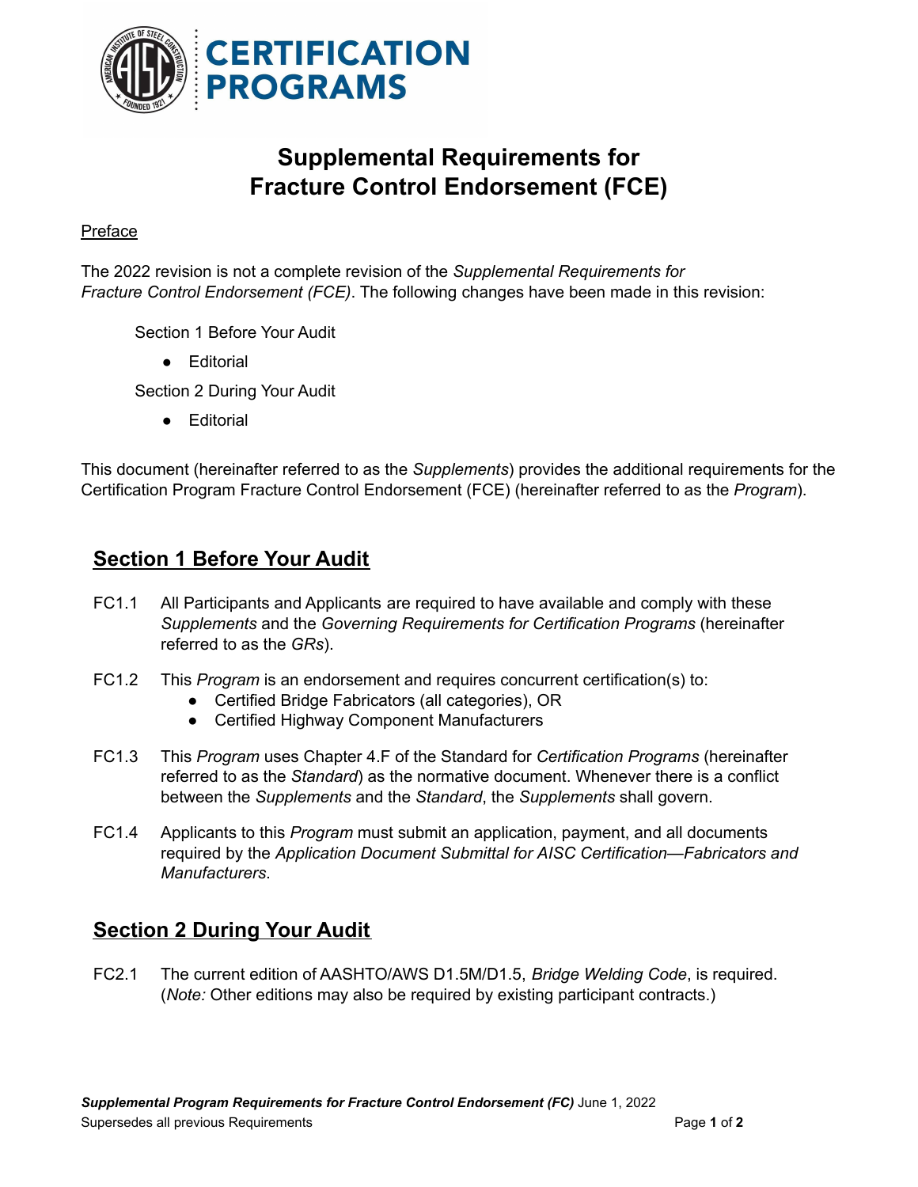# Supplemental Requirements for Fracture Control Endorsement (FCE)

Preface

The 2022 revision is not a complete revision of the *Supplemental Requirements for Fracture Control Endorsement (FCE)*. The following changes have been made in this revision:

Section 1 Before Your Audit

- Editorial

Section 2 During Your Audit

- Editorial

This document (hereinafter referred to as the *Supplements*) provides the additional requirements for the Certification Program Fracture Control Endorsement (FCE) (hereinafter referred to as the *Program*).

## Section 1 Before Your Audit

FC1.1 All Participants and Applicants are required to have available and comply with these *Supplements* and the *Governing Requirements for Certification Programs* (hereinafter referred to as the *GRs*).

FC1.2 This *Program* is an endorsement and requires concurrent certification(s) to:

- Certified Bridge Fabricators (all categories), OR
- Certified Highway Component Manufacturers

FC1.3 This *Program* uses Chapter 4.F of the Standard for *Certification Programs* (hereinafter referred to as the *Standard*) as the normative document. Whenever there is a conflict between the *Supplements* and the *Standard*, the *Supplements* shall govern.

FC1.4 Applicants to this *Program* must submit an application, payment, and all documents required by the *Application Document Submittal for AISC Certification—Fabricators and Manufacturers*.

## Section 2 During Your Audit

FC2.1 The current edition of AASHTO/AWS D1.5M/D1.5, *Bridge Welding Code*, is required. (*Note:* Other editions may also be required by existing participant contracts.)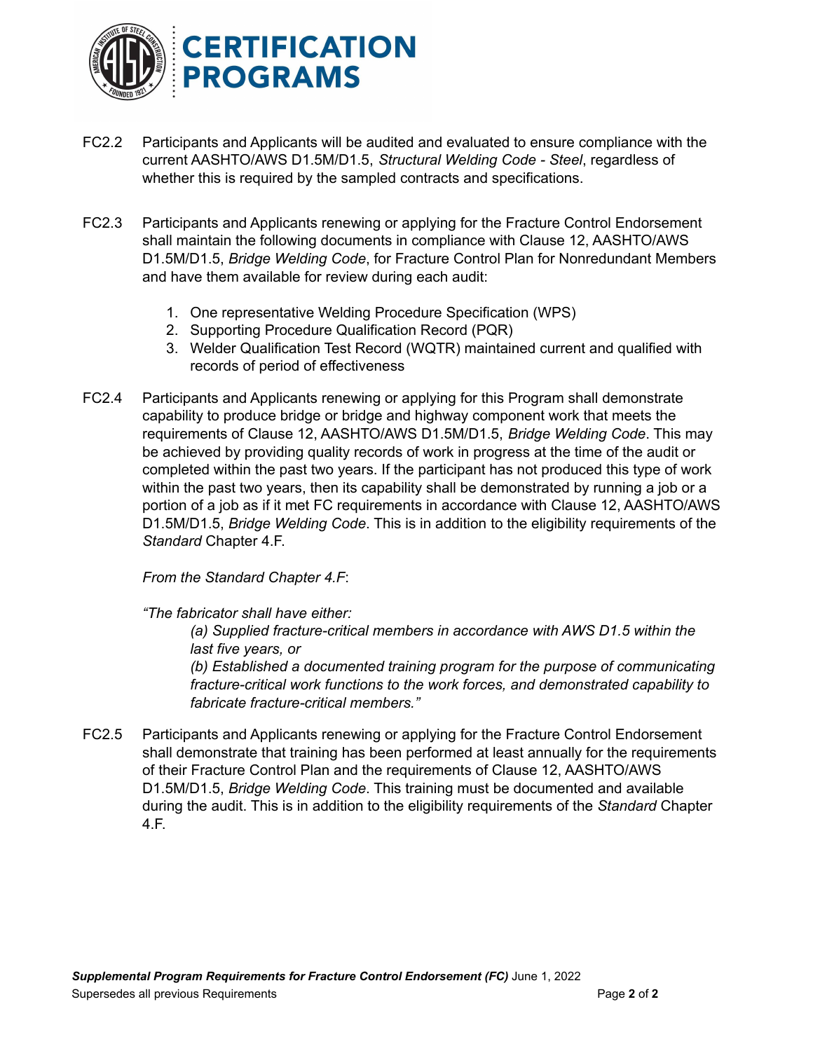FC2.2 Participants and Applicants will be audited and evaluated to ensure compliance with the current AASHTO/AWS D1.5M/D1.5, *Structural Welding Code - Steel*, regardless of whether this is required by the sampled contracts and specifications.

FC2.3 Participants and Applicants renewing or applying for the Fracture Control Endorsement shall maintain the following documents in compliance with Clause 12, AASHTO/AWS D1.5M/D1.5, *Bridge Welding Code*, for Fracture Control Plan for Nonredundant Members and have them available for review during each audit:

1. One representative Welding Procedure Specification (WPS)
2. Supporting Procedure Qualification Record (PQR)
3. Welder Qualification Test Record (WQTR) maintained current and qualified with records of period of effectiveness

FC2.4 Participants and Applicants renewing or applying for this Program shall demonstrate capability to produce bridge or bridge and highway component work that meets the requirements of Clause 12, AASHTO/AWS D1.5M/D1.5, *Bridge Welding Code*. This may be achieved by providing quality records of work in progress at the time of the audit or completed within the past two years. If the participant has not produced this type of work within the past two years, then its capability shall be demonstrated by running a job or a portion of a job as if it met FC requirements in accordance with Clause 12, AASHTO/AWS D1.5M/D1.5, *Bridge Welding Code*. This is in addition to the eligibility requirements of the *Standard* Chapter 4.F.

*From the Standard Chapter 4.F*:

*"The fabricator shall have either:*

> *(a) Supplied fracture-critical members in accordance with AWS D1.5 within the last five years, or*
>
> *(b) Established a documented training program for the purpose of communicating fracture-critical work functions to the work forces, and demonstrated capability to fabricate fracture-critical members."*

FC2.5 Participants and Applicants renewing or applying for the Fracture Control Endorsement shall demonstrate that training has been performed at least annually for the requirements of their Fracture Control Plan and the requirements of Clause 12, AASHTO/AWS D1.5M/D1.5, *Bridge Welding Code*. This training must be documented and available during the audit. This is in addition to the eligibility requirements of the *Standard* Chapter 4.F.